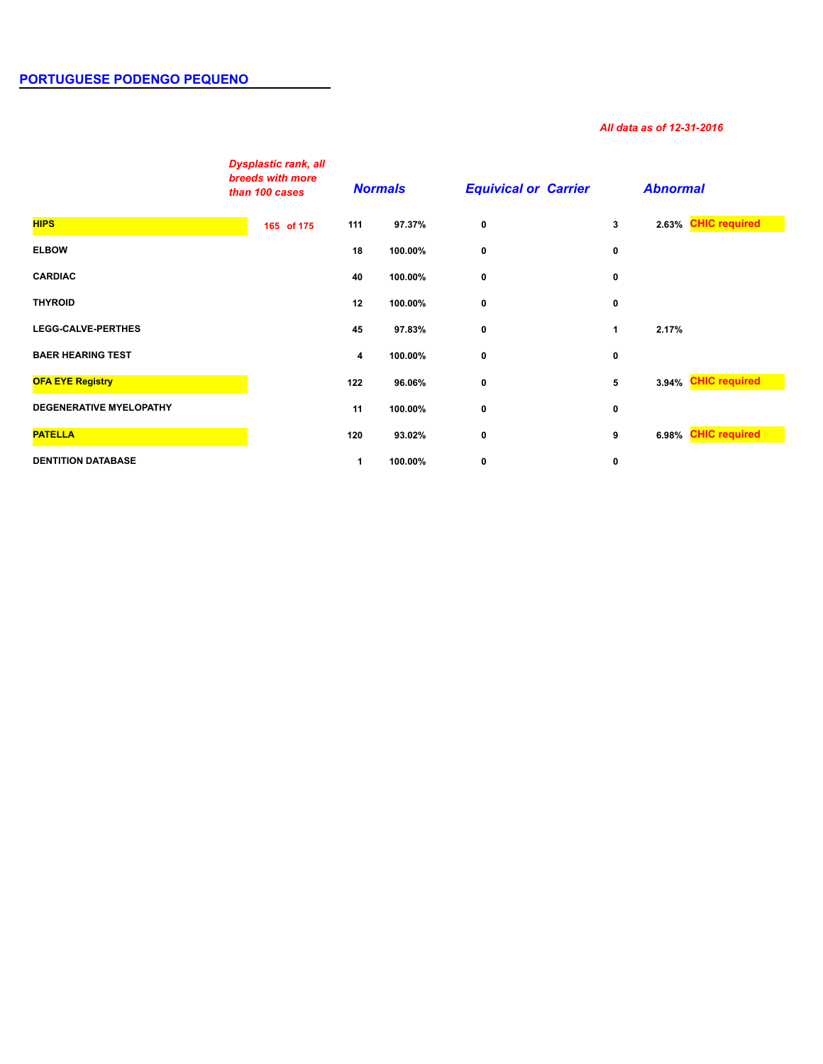# PORTUGUESE PODENGO PEQUENO

*All data as of 12-31-2016*

| | *Dysplastic rank, all breeds with more than 100 cases* | *Normals* | | *Equivical or Carrier* | *Abnormal* | | |
|---|---|---|---|---|---|---|---|
| **HIPS** | 165 of 175 | 111 | 97.37% | 0 | 3 | 2.63% | CHIC required |
| **ELBOW** | | 18 | 100.00% | 0 | 0 | | |
| **CARDIAC** | | 40 | 100.00% | 0 | 0 | | |
| **THYROID** | | 12 | 100.00% | 0 | 0 | | |
| **LEGG-CALVE-PERTHES** | | 45 | 97.83% | 0 | 1 | 2.17% | |
| **BAER HEARING TEST** | | 4 | 100.00% | 0 | 0 | | |
| **OFA EYE Registry** | | 122 | 96.06% | 0 | 5 | 3.94% | CHIC required |
| **DEGENERATIVE MYELOPATHY** | | 11 | 100.00% | 0 | 0 | | |
| **PATELLA** | | 120 | 93.02% | 0 | 9 | 6.98% | CHIC required |
| **DENTITION DATABASE** | | 1 | 100.00% | 0 | 0 | | |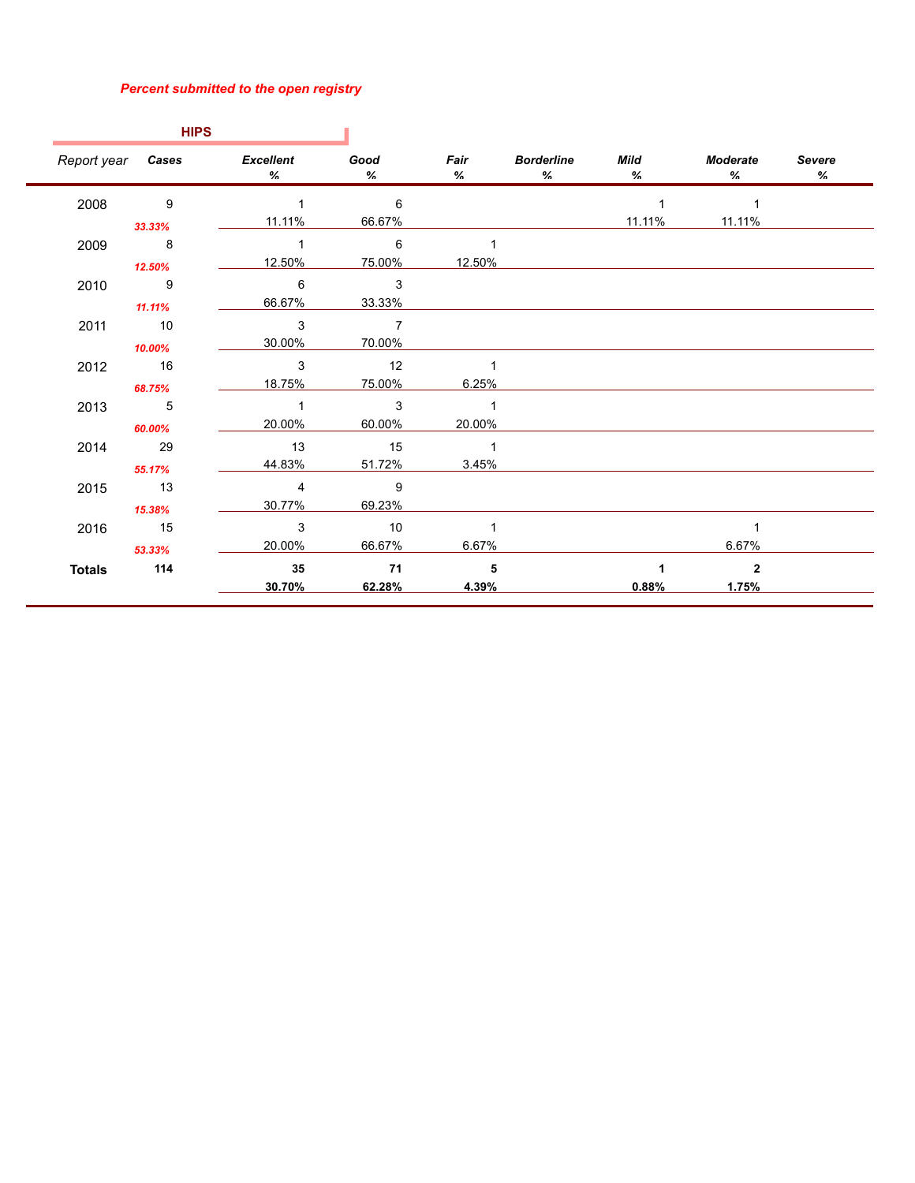*Percent submitted to the open registry*

**HIPS**

| *Report year* | ***Cases*** | ***Excellent*** % | ***Good*** % | ***Fair*** % | ***Borderline*** % | ***Mild*** % | ***Moderate*** % | ***Severe*** % |
|---|---|---|---|---|---|---|---|---|
| 2008 | 9 | 1 | 6 | | | 1 | 1 | |
| | ***33.33%*** | 11.11% | 66.67% | | | 11.11% | 11.11% | |
| 2009 | 8 | 1 | 6 | 1 | | | | |
| | ***12.50%*** | 12.50% | 75.00% | 12.50% | | | | |
| 2010 | 9 | 6 | 3 | | | | | |
| | ***11.11%*** | 66.67% | 33.33% | | | | | |
| 2011 | 10 | 3 | 7 | | | | | |
| | ***10.00%*** | 30.00% | 70.00% | | | | | |
| 2012 | 16 | 3 | 12 | 1 | | | | |
| | ***68.75%*** | 18.75% | 75.00% | 6.25% | | | | |
| 2013 | 5 | 1 | 3 | 1 | | | | |
| | ***60.00%*** | 20.00% | 60.00% | 20.00% | | | | |
| 2014 | 29 | 13 | 15 | 1 | | | | |
| | ***55.17%*** | 44.83% | 51.72% | 3.45% | | | | |
| 2015 | 13 | 4 | 9 | | | | | |
| | ***15.38%*** | 30.77% | 69.23% | | | | | |
| 2016 | 15 | 3 | 10 | 1 | | | 1 | |
| | ***53.33%*** | 20.00% | 66.67% | 6.67% | | | 6.67% | |
| **Totals** | **114** | **35** | **71** | **5** | | **1** | **2** | |
| | | **30.70%** | **62.28%** | **4.39%** | | **0.88%** | **1.75%** | |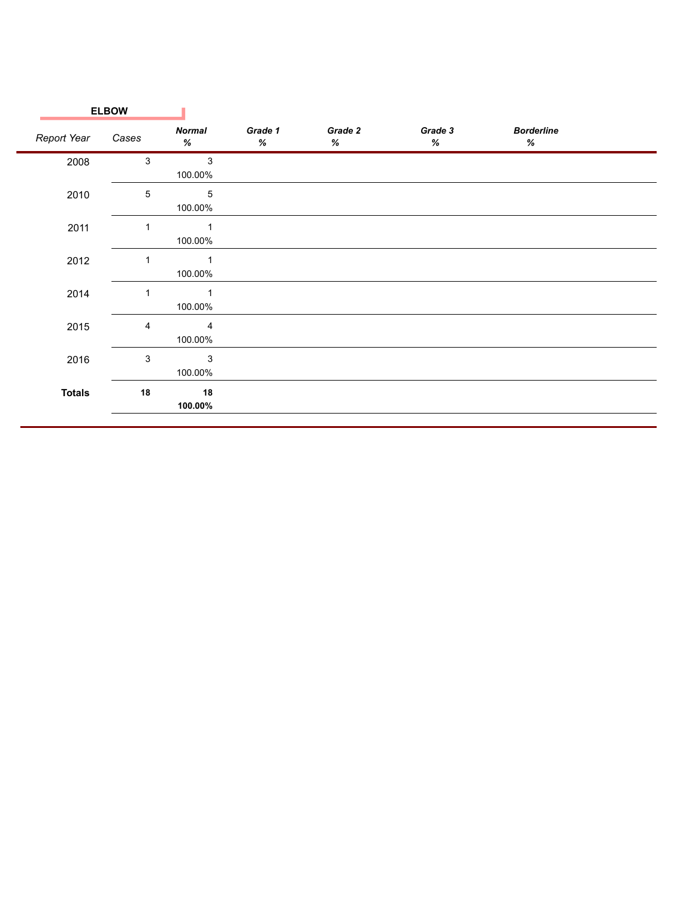## ELBOW

| Report Year | Cases | Normal % | Grade 1 % | Grade 2 % | Grade 3 % | Borderline % |
|---|---|---|---|---|---|---|
| 2008 | 3 | 3<br>100.00% | | | | |
| 2010 | 5 | 5<br>100.00% | | | | |
| 2011 | 1 | 1<br>100.00% | | | | |
| 2012 | 1 | 1<br>100.00% | | | | |
| 2014 | 1 | 1<br>100.00% | | | | |
| 2015 | 4 | 4<br>100.00% | | | | |
| 2016 | 3 | 3<br>100.00% | | | | |
| **Totals** | **18** | **18**<br>**100.00%** | | | | |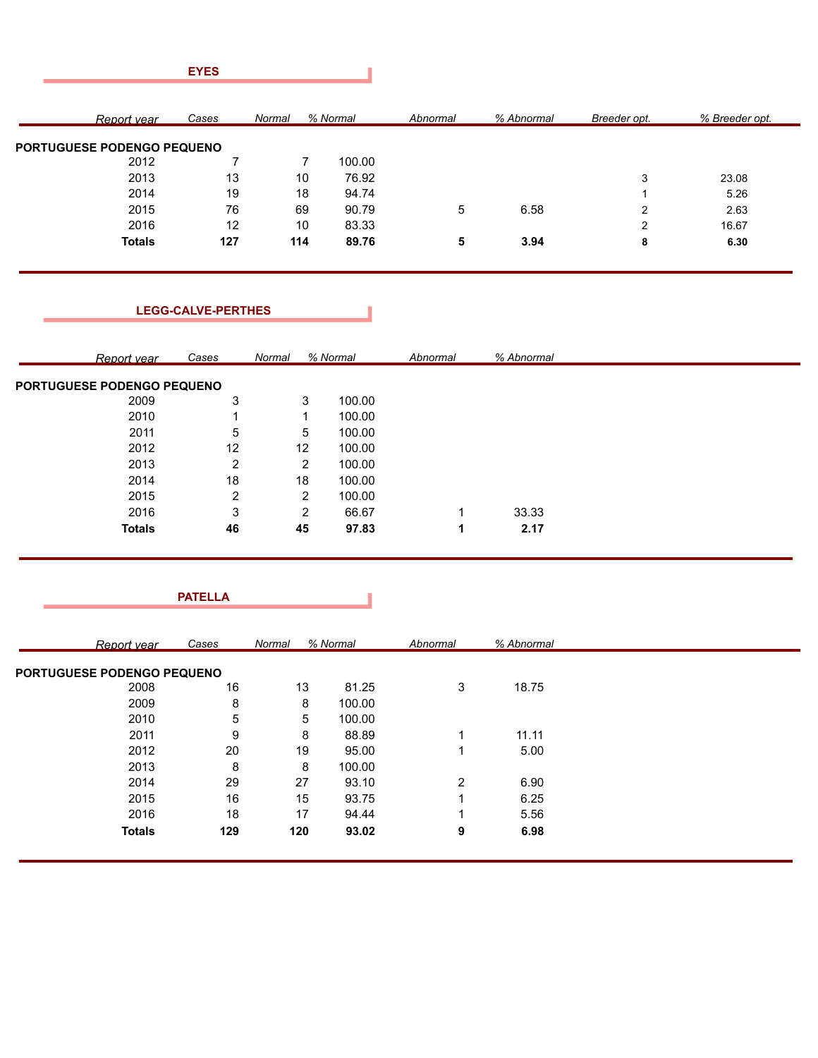## EYES

| Report year | Cases | Normal | % Normal | Abnormal | % Abnormal | Breeder opt. | % Breeder opt. |
|---|---|---|---|---|---|---|---|
| **PORTUGUESE PODENGO PEQUENO** | | | | | | | |
| 2012 | 7 | 7 | 100.00 | | | | |
| 2013 | 13 | 10 | 76.92 | | | 3 | 23.08 |
| 2014 | 19 | 18 | 94.74 | | | 1 | 5.26 |
| 2015 | 76 | 69 | 90.79 | 5 | 6.58 | 2 | 2.63 |
| 2016 | 12 | 10 | 83.33 | | | 2 | 16.67 |
| **Totals** | **127** | **114** | **89.76** | **5** | **3.94** | **8** | **6.30** |

## LEGG-CALVE-PERTHES

| Report year | Cases | Normal | % Normal | Abnormal | % Abnormal |
|---|---|---|---|---|---|
| **PORTUGUESE PODENGO PEQUENO** | | | | | |
| 2009 | 3 | 3 | 100.00 | | |
| 2010 | 1 | 1 | 100.00 | | |
| 2011 | 5 | 5 | 100.00 | | |
| 2012 | 12 | 12 | 100.00 | | |
| 2013 | 2 | 2 | 100.00 | | |
| 2014 | 18 | 18 | 100.00 | | |
| 2015 | 2 | 2 | 100.00 | | |
| 2016 | 3 | 2 | 66.67 | 1 | 33.33 |
| **Totals** | **46** | **45** | **97.83** | **1** | **2.17** |

## PATELLA

| Report year | Cases | Normal | % Normal | Abnormal | % Abnormal |
|---|---|---|---|---|---|
| **PORTUGUESE PODENGO PEQUENO** | | | | | |
| 2008 | 16 | 13 | 81.25 | 3 | 18.75 |
| 2009 | 8 | 8 | 100.00 | | |
| 2010 | 5 | 5 | 100.00 | | |
| 2011 | 9 | 8 | 88.89 | 1 | 11.11 |
| 2012 | 20 | 19 | 95.00 | 1 | 5.00 |
| 2013 | 8 | 8 | 100.00 | | |
| 2014 | 29 | 27 | 93.10 | 2 | 6.90 |
| 2015 | 16 | 15 | 93.75 | 1 | 6.25 |
| 2016 | 18 | 17 | 94.44 | 1 | 5.56 |
| **Totals** | **129** | **120** | **93.02** | **9** | **6.98** |